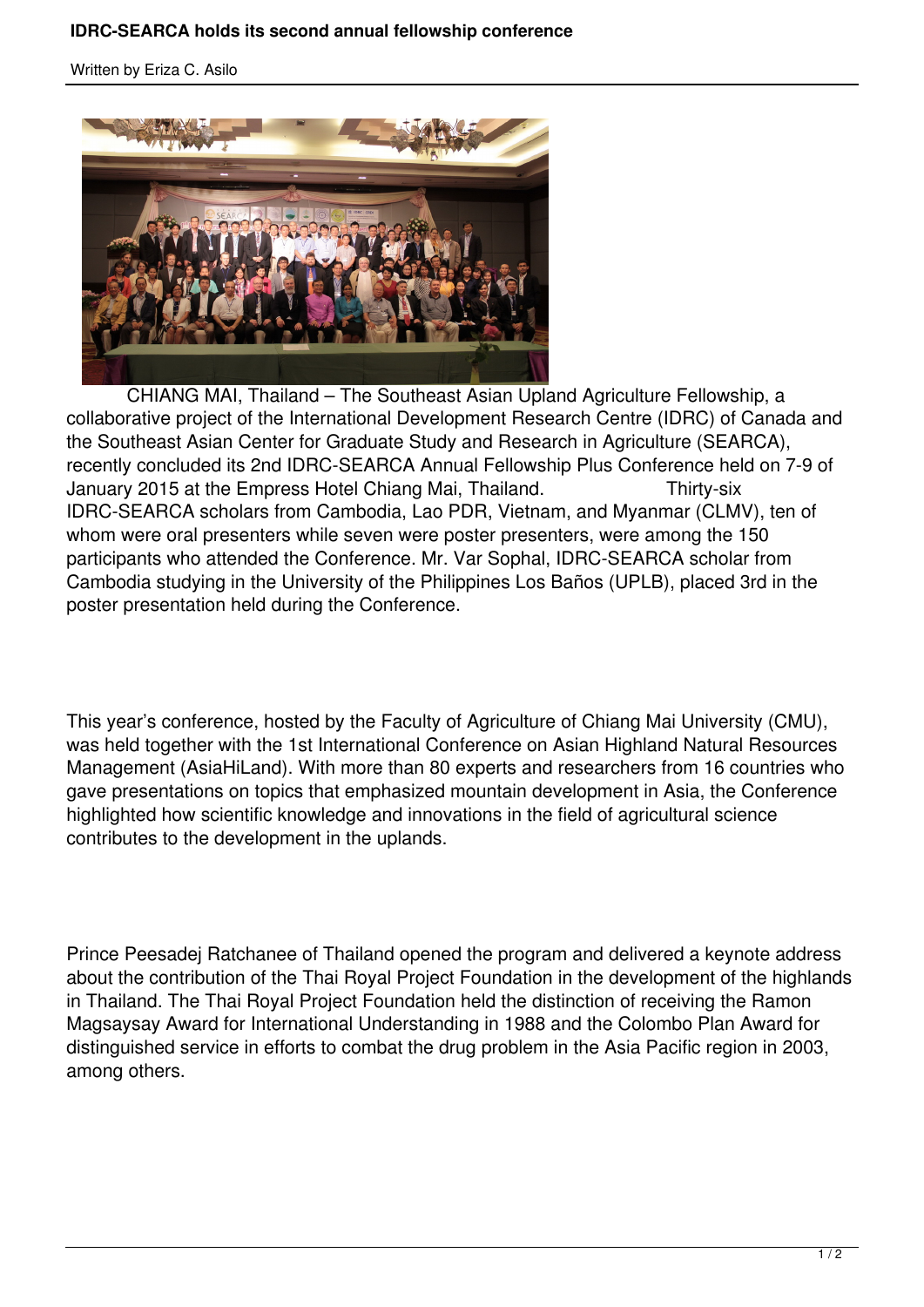# IDRC-SEARCA holds its second annual fellowship conference

Written by Eriza C. Asilo

CHIANG MAI, Thailand – The Southeast Asian Upland Agriculture Fellowship, a collaborative project of the International Development Research Centre (IDRC) of Canada and the Southeast Asian Center for Graduate Study and Research in Agriculture (SEARCA), recently concluded its 2nd IDRC-SEARCA Annual Fellowship Plus Conference held on 7-9 of January 2015 at the Empress Hotel Chiang Mai, Thailand. Thirty-six IDRC-SEARCA scholars from Cambodia, Lao PDR, Vietnam, and Myanmar (CLMV), ten of whom were oral presenters while seven were poster presenters, were among the 150 participants who attended the Conference. Mr. Var Sophal, IDRC-SEARCA scholar from Cambodia studying in the University of the Philippines Los Baños (UPLB), placed 3rd in the poster presentation held during the Conference.

This year's conference, hosted by the Faculty of Agriculture of Chiang Mai University (CMU), was held together with the 1st International Conference on Asian Highland Natural Resources Management (AsiaHiLand). With more than 80 experts and researchers from 16 countries who gave presentations on topics that emphasized mountain development in Asia, the Conference highlighted how scientific knowledge and innovations in the field of agricultural science contributes to the development in the uplands.

Prince Peesadej Ratchanee of Thailand opened the program and delivered a keynote address about the contribution of the Thai Royal Project Foundation in the development of the highlands in Thailand. The Thai Royal Project Foundation held the distinction of receiving the Ramon Magsaysay Award for International Understanding in 1988 and the Colombo Plan Award for distinguished service in efforts to combat the drug problem in the Asia Pacific region in 2003, among others.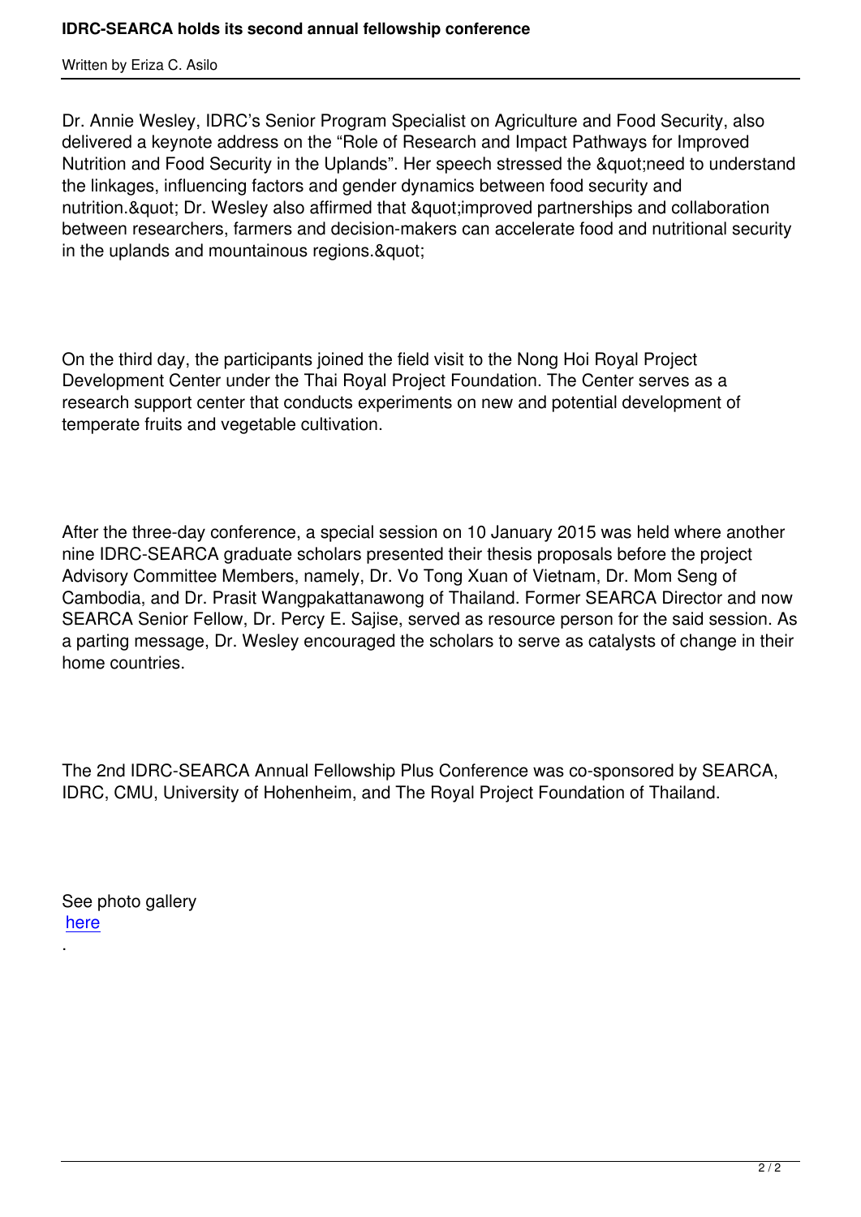Dr. Annie Wesley, IDRC's Senior Program Specialist on Agriculture and Food Security, also delivered a keynote address on the "Role of Research and Impact Pathways for Improved Nutrition and Food Security in the Uplands". Her speech stressed the &quot;need to understand the linkages, influencing factors and gender dynamics between food security and nutrition.&quot; Dr. Wesley also affirmed that &quot;improved partnerships and collaboration between researchers, farmers and decision-makers can accelerate food and nutritional security in the uplands and mountainous regions.&quot;

On the third day, the participants joined the field visit to the Nong Hoi Royal Project Development Center under the Thai Royal Project Foundation. The Center serves as a research support center that conducts experiments on new and potential development of temperate fruits and vegetable cultivation.

After the three-day conference, a special session on 10 January 2015 was held where another nine IDRC-SEARCA graduate scholars presented their thesis proposals before the project Advisory Committee Members, namely, Dr. Vo Tong Xuan of Vietnam, Dr. Mom Seng of Cambodia, and Dr. Prasit Wangpakattanawong of Thailand. Former SEARCA Director and now SEARCA Senior Fellow, Dr. Percy E. Sajise, served as resource person for the said session. As a parting message, Dr. Wesley encouraged the scholars to serve as catalysts of change in their home countries.

The 2nd IDRC-SEARCA Annual Fellowship Plus Conference was co-sponsored by SEARCA, IDRC, CMU, University of Hohenheim, and The Royal Project Foundation of Thailand.

See photo gallery
here
.